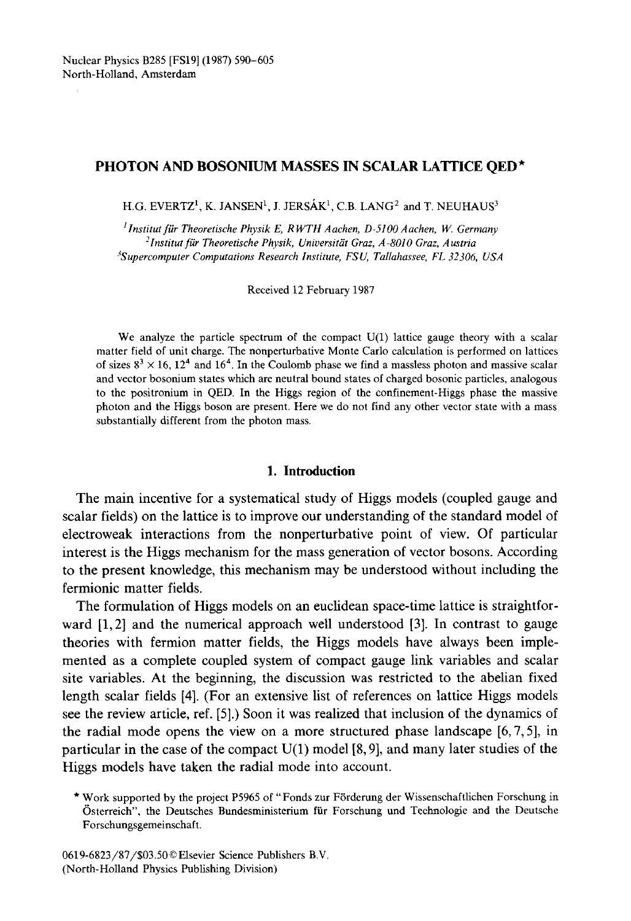# PHOTON AND BOSONIUM MASSES IN SCALAR LATTICE QED*

H.G. EVERTZ[1], K. JANSEN[1], J. JERSÁK[1], C.B. LANG[2] and T. NEUHAUS[3]

[1] *Institut für Theoretische Physik E, RWTH Aachen, D-5100 Aachen, W. Germany*
[2] *Institut für Theoretische Physik, Universität Graz, A-8010 Graz, Austria*
[3] *Supercomputer Computations Research Institute, FSU, Tallahassee, FL 32306, USA*

Received 12 February 1987

We analyze the particle spectrum of the compact U(1) lattice gauge theory with a scalar matter field of unit charge. The nonperturbative Monte Carlo calculation is performed on lattices of sizes $8^3 \times 16$, $12^4$ and $16^4$. In the Coulomb phase we find a massless photon and massive scalar and vector bosonium states which are neutral bound states of charged bosonic particles, analogous to the positronium in QED. In the Higgs region of the confinement-Higgs phase the massive photon and the Higgs boson are present. Here we do not find any other vector state with a mass substantially different from the photon mass.

## 1. Introduction

The main incentive for a systematical study of Higgs models (coupled gauge and scalar fields) on the lattice is to improve our understanding of the standard model of electroweak interactions from the nonperturbative point of view. Of particular interest is the Higgs mechanism for the mass generation of vector bosons. According to the present knowledge, this mechanism may be understood without including the fermionic matter fields.

The formulation of Higgs models on an euclidean space-time lattice is straightforward [1, 2] and the numerical approach well understood [3]. In contrast to gauge theories with fermion matter fields, the Higgs models have always been implemented as a complete coupled system of compact gauge link variables and scalar site variables. At the beginning, the discussion was restricted to the abelian fixed length scalar fields [4]. (For an extensive list of references on lattice Higgs models see the review article, ref. [5].) Soon it was realized that inclusion of the dynamics of the radial mode opens the view on a more structured phase landscape [6, 7, 5], in particular in the case of the compact U(1) model [8, 9], and many later studies of the Higgs models have taken the radial mode into account.

* Work supported by the project P5965 of "Fonds zur Förderung der Wissenschaftlichen Forschung in Österreich", the Deutsches Bundesministerium für Forschung und Technologie and the Deutsche Forschungsgemeinschaft.

0619-6823/87/$03.50 © Elsevier Science Publishers B.V.
(North-Holland Physics Publishing Division)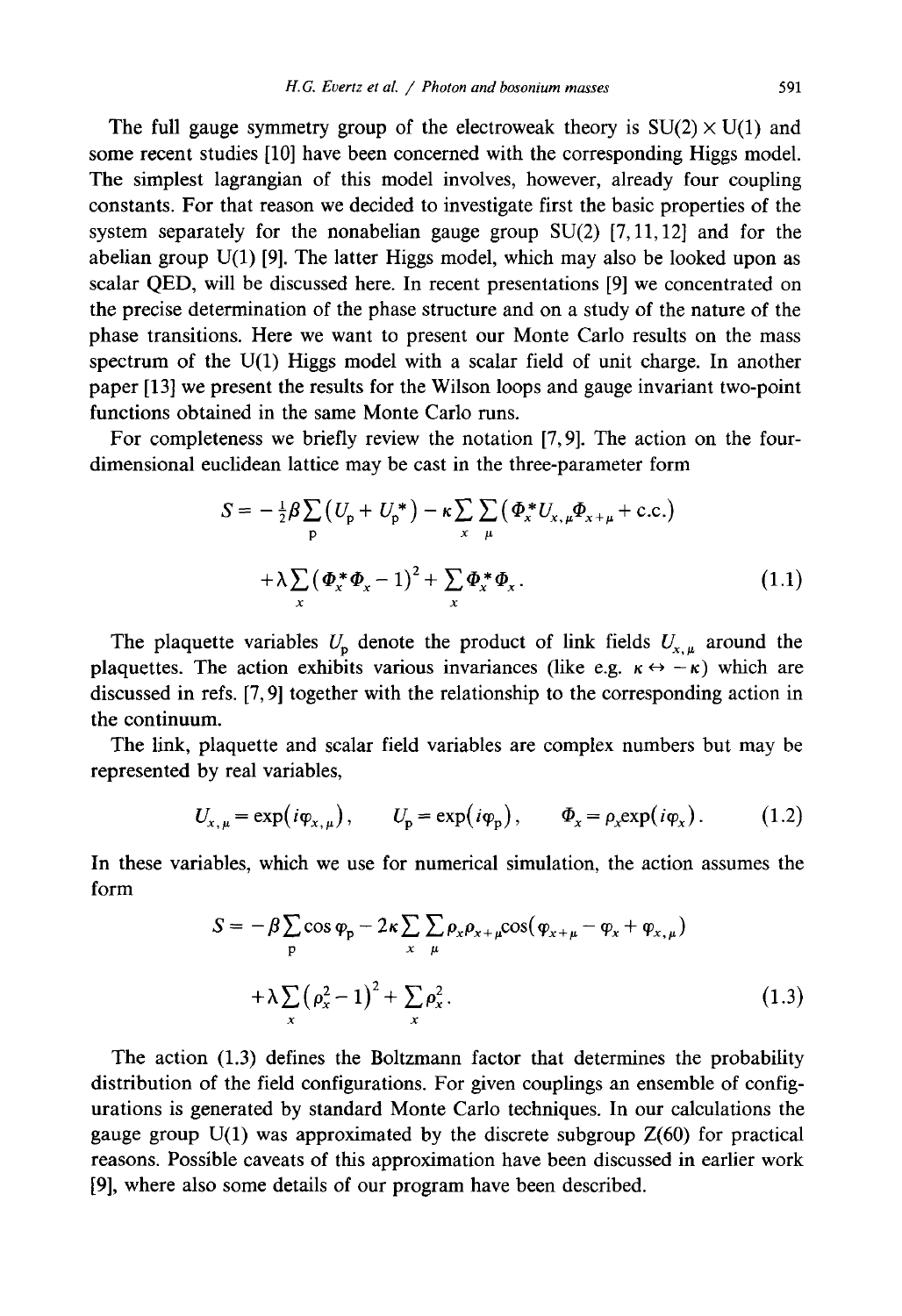The full gauge symmetry group of the electroweak theory is SU(2) × U(1) and some recent studies [10] have been concerned with the corresponding Higgs model. The simplest lagrangian of this model involves, however, already four coupling constants. For that reason we decided to investigate first the basic properties of the system separately for the nonabelian gauge group SU(2) [7,11,12] and for the abelian group U(1) [9]. The latter Higgs model, which may also be looked upon as scalar QED, will be discussed here. In recent presentations [9] we concentrated on the precise determination of the phase structure and on a study of the nature of the phase transitions. Here we want to present our Monte Carlo results on the mass spectrum of the U(1) Higgs model with a scalar field of unit charge. In another paper [13] we present the results for the Wilson loops and gauge invariant two-point functions obtained in the same Monte Carlo runs.

For completeness we briefly review the notation [7,9]. The action on the four-dimensional euclidean lattice may be cast in the three-parameter form

$$S = -\tfrac{1}{2}\beta \sum_{\mathrm{p}} \left(U_{\mathrm{p}} + U_{\mathrm{p}}^{*}\right) - \kappa \sum_{x} \sum_{\mu} \left(\Phi_x^{*} U_{x,\mu} \Phi_{x+\mu} + \text{c.c.}\right) + \lambda \sum_{x} \left(\Phi_x^{*}\Phi_x - 1\right)^2 + \sum_{x} \Phi_x^{*}\Phi_x . \tag{1.1}$$

The plaquette variables $U_{\mathrm{p}}$ denote the product of link fields $U_{x,\mu}$ around the plaquettes. The action exhibits various invariances (like e.g. $\kappa \leftrightarrow -\kappa$) which are discussed in refs. [7,9] together with the relationship to the corresponding action in the continuum.

The link, plaquette and scalar field variables are complex numbers but may be represented by real variables,

$$U_{x,\mu} = \exp\left(i\varphi_{x,\mu}\right), \qquad U_{\mathrm{p}} = \exp\left(i\varphi_{\mathrm{p}}\right), \qquad \Phi_x = \rho_x \exp\left(i\varphi_x\right). \tag{1.2}$$

In these variables, which we use for numerical simulation, the action assumes the form

$$S = -\beta \sum_{\mathrm{p}} \cos\varphi_{\mathrm{p}} - 2\kappa \sum_{x} \sum_{\mu} \rho_x \rho_{x+\mu} \cos\left(\varphi_{x+\mu} - \varphi_x + \varphi_{x,\mu}\right) + \lambda \sum_{x} \left(\rho_x^2 - 1\right)^2 + \sum_{x} \rho_x^2 . \tag{1.3}$$

The action (1.3) defines the Boltzmann factor that determines the probability distribution of the field configurations. For given couplings an ensemble of configurations is generated by standard Monte Carlo techniques. In our calculations the gauge group U(1) was approximated by the discrete subgroup Z(60) for practical reasons. Possible caveats of this approximation have been discussed in earlier work [9], where also some details of our program have been described.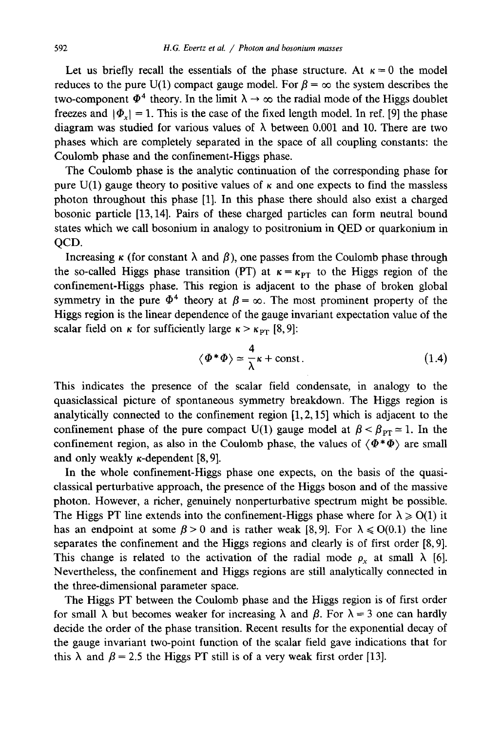Let us briefly recall the essentials of the phase structure. At $\kappa = 0$ the model reduces to the pure U(1) compact gauge model. For $\beta = \infty$ the system describes the two-component $\Phi^4$ theory. In the limit $\lambda \to \infty$ the radial mode of the Higgs doublet freezes and $|\Phi_x| = 1$. This is the case of the fixed length model. In ref. [9] the phase diagram was studied for various values of $\lambda$ between 0.001 and 10. There are two phases which are completely separated in the space of all coupling constants: the Coulomb phase and the confinement-Higgs phase.

The Coulomb phase is the analytic continuation of the corresponding phase for pure U(1) gauge theory to positive values of $\kappa$ and one expects to find the massless photon throughout this phase [1]. In this phase there should also exist a charged bosonic particle [13,14]. Pairs of these charged particles can form neutral bound states which we call bosonium in analogy to positronium in QED or quarkonium in QCD.

Increasing $\kappa$ (for constant $\lambda$ and $\beta$), one passes from the Coulomb phase through the so-called Higgs phase transition (PT) at $\kappa = \kappa_{\mathrm{PT}}$ to the Higgs region of the confinement-Higgs phase. This region is adjacent to the phase of broken global symmetry in the pure $\Phi^4$ theory at $\beta = \infty$. The most prominent property of the Higgs region is the linear dependence of the gauge invariant expectation value of the scalar field on $\kappa$ for sufficiently large $\kappa > \kappa_{\mathrm{PT}}$ [8,9]:

$$\langle \Phi^* \Phi \rangle \simeq \frac{4}{\lambda}\kappa + \text{const}. \tag{1.4}$$

This indicates the presence of the scalar field condensate, in analogy to the quasiclassical picture of spontaneous symmetry breakdown. The Higgs region is analytically connected to the confinement region [1,2,15] which is adjacent to the confinement phase of the pure compact U(1) gauge model at $\beta < \beta_{\mathrm{PT}} \simeq 1$. In the confinement region, as also in the Coulomb phase, the values of $\langle \Phi^* \Phi \rangle$ are small and only weakly $\kappa$-dependent [8,9].

In the whole confinement-Higgs phase one expects, on the basis of the quasiclassical perturbative approach, the presence of the Higgs boson and of the massive photon. However, a richer, genuinely nonperturbative spectrum might be possible. The Higgs PT line extends into the confinement-Higgs phase where for $\lambda \geqslant O(1)$ it has an endpoint at some $\beta > 0$ and is rather weak [8,9]. For $\lambda \leqslant O(0.1)$ the line separates the confinement and the Higgs regions and clearly is of first order [8,9]. This change is related to the activation of the radial mode $\rho_x$ at small $\lambda$ [6]. Nevertheless, the confinement and Higgs regions are still analytically connected in the three-dimensional parameter space.

The Higgs PT between the Coulomb phase and the Higgs region is of first order for small $\lambda$ but becomes weaker for increasing $\lambda$ and $\beta$. For $\lambda = 3$ one can hardly decide the order of the phase transition. Recent results for the exponential decay of the gauge invariant two-point function of the scalar field gave indications that for this $\lambda$ and $\beta = 2.5$ the Higgs PT still is of a very weak first order [13].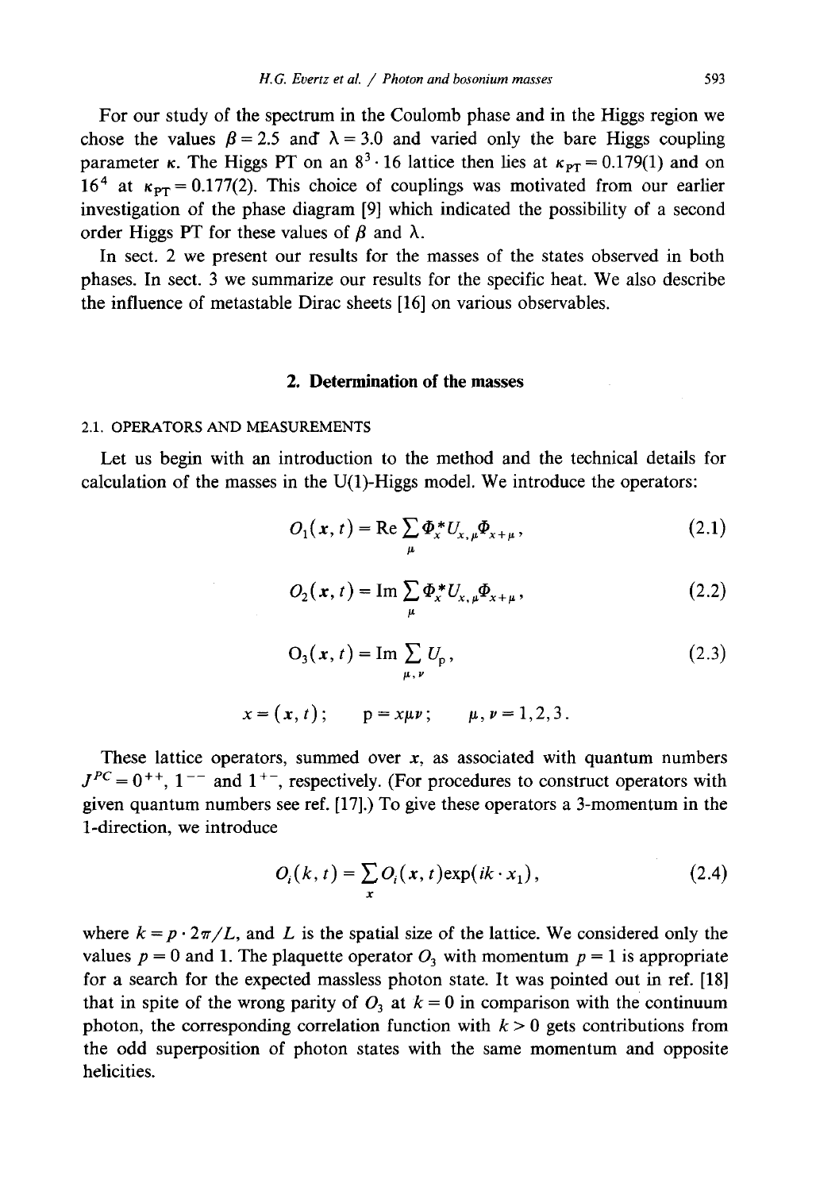For our study of the spectrum in the Coulomb phase and in the Higgs region we chose the values $\beta = 2.5$ and $\lambda = 3.0$ and varied only the bare Higgs coupling parameter $\kappa$. The Higgs PT on an $8^3 \cdot 16$ lattice then lies at $\kappa_{PT} = 0.179(1)$ and on $16^4$ at $\kappa_{PT} = 0.177(2)$. This choice of couplings was motivated from our earlier investigation of the phase diagram [9] which indicated the possibility of a second order Higgs PT for these values of $\beta$ and $\lambda$.

In sect. 2 we present our results for the masses of the states observed in both phases. In sect. 3 we summarize our results for the specific heat. We also describe the influence of metastable Dirac sheets [16] on various observables.

## 2. Determination of the masses

### 2.1. OPERATORS AND MEASUREMENTS

Let us begin with an introduction to the method and the technical details for calculation of the masses in the U(1)-Higgs model. We introduce the operators:

$$O_1(\boldsymbol{x}, t) = \mathrm{Re} \sum_{\mu} \Phi_x^* U_{x,\mu} \Phi_{x+\mu}, \tag{2.1}$$

$$O_2(\boldsymbol{x}, t) = \mathrm{Im} \sum_{\mu} \Phi_x^* U_{x,\mu} \Phi_{x+\mu}, \tag{2.2}$$

$$O_3(\boldsymbol{x}, t) = \mathrm{Im} \sum_{\mu,\nu} U_{\mathrm{p}}, \tag{2.3}$$

$$x = (\boldsymbol{x}, t); \qquad \mathrm{p} = x\mu\nu; \qquad \mu, \nu = 1,2,3.$$

These lattice operators, summed over $\boldsymbol{x}$, as associated with quantum numbers $J^{PC} = 0^{++}$, $1^{--}$ and $1^{+-}$, respectively. (For procedures to construct operators with given quantum numbers see ref. [17].) To give these operators a 3-momentum in the 1-direction, we introduce

$$O_i(k, t) = \sum_{\boldsymbol{x}} O_i(\boldsymbol{x}, t) \exp(ik \cdot x_1), \tag{2.4}$$

where $k = p \cdot 2\pi/L$, and $L$ is the spatial size of the lattice. We considered only the values $p = 0$ and 1. The plaquette operator $O_3$ with momentum $p = 1$ is appropriate for a search for the expected massless photon state. It was pointed out in ref. [18] that in spite of the wrong parity of $O_3$ at $k = 0$ in comparison with the continuum photon, the corresponding correlation function with $k > 0$ gets contributions from the odd superposition of photon states with the same momentum and opposite helicities.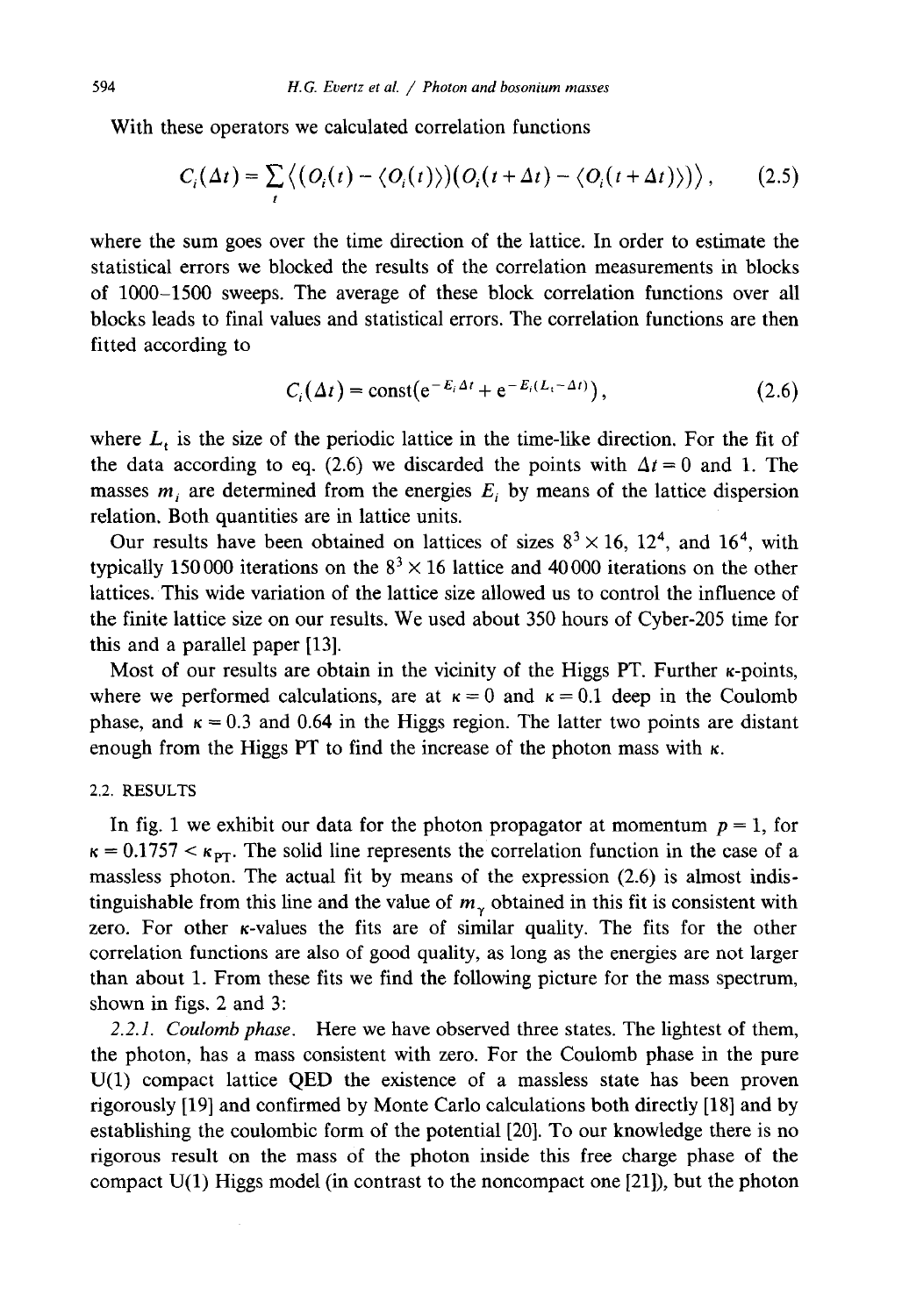With these operators we calculated correlation functions

$$C_i(\Delta t) = \sum_t \langle (O_i(t) - \langle O_i(t) \rangle)(O_i(t+\Delta t) - \langle O_i(t+\Delta t) \rangle) \rangle , \tag{2.5}$$

where the sum goes over the time direction of the lattice. In order to estimate the statistical errors we blocked the results of the correlation measurements in blocks of 1000–1500 sweeps. The average of these block correlation functions over all blocks leads to final values and statistical errors. The correlation functions are then fitted according to

$$C_i(\Delta t) = \mathrm{const}(\mathrm{e}^{-E_i \Delta t} + \mathrm{e}^{-E_i(L_t - \Delta t)}) , \tag{2.6}$$

where $L_t$ is the size of the periodic lattice in the time-like direction. For the fit of the data according to eq. (2.6) we discarded the points with $\Delta t = 0$ and 1. The masses $m_i$ are determined from the energies $E_i$ by means of the lattice dispersion relation. Both quantities are in lattice units.

Our results have been obtained on lattices of sizes $8^3 \times 16$, $12^4$, and $16^4$, with typically 150 000 iterations on the $8^3 \times 16$ lattice and 40 000 iterations on the other lattices. This wide variation of the lattice size allowed us to control the influence of the finite lattice size on our results. We used about 350 hours of Cyber-205 time for this and a parallel paper [13].

Most of our results are obtain in the vicinity of the Higgs PT. Further $\kappa$-points, where we performed calculations, are at $\kappa = 0$ and $\kappa = 0.1$ deep in the Coulomb phase, and $\kappa = 0.3$ and 0.64 in the Higgs region. The latter two points are distant enough from the Higgs PT to find the increase of the photon mass with $\kappa$.

### 2.2. RESULTS

In fig. 1 we exhibit our data for the photon propagator at momentum $p = 1$, for $\kappa = 0.1757 < \kappa_{\mathrm{PT}}$. The solid line represents the correlation function in the case of a massless photon. The actual fit by means of the expression (2.6) is almost indistinguishable from this line and the value of $m_\gamma$ obtained in this fit is consistent with zero. For other $\kappa$-values the fits are of similar quality. The fits for the other correlation functions are also of good quality, as long as the energies are not larger than about 1. From these fits we find the following picture for the mass spectrum, shown in figs. 2 and 3:

*2.2.1. Coulomb phase.* Here we have observed three states. The lightest of them, the photon, has a mass consistent with zero. For the Coulomb phase in the pure U(1) compact lattice QED the existence of a massless state has been proven rigorously [19] and confirmed by Monte Carlo calculations both directly [18] and by establishing the coulombic form of the potential [20]. To our knowledge there is no rigorous result on the mass of the photon inside this free charge phase of the compact U(1) Higgs model (in contrast to the noncompact one [21]), but the photon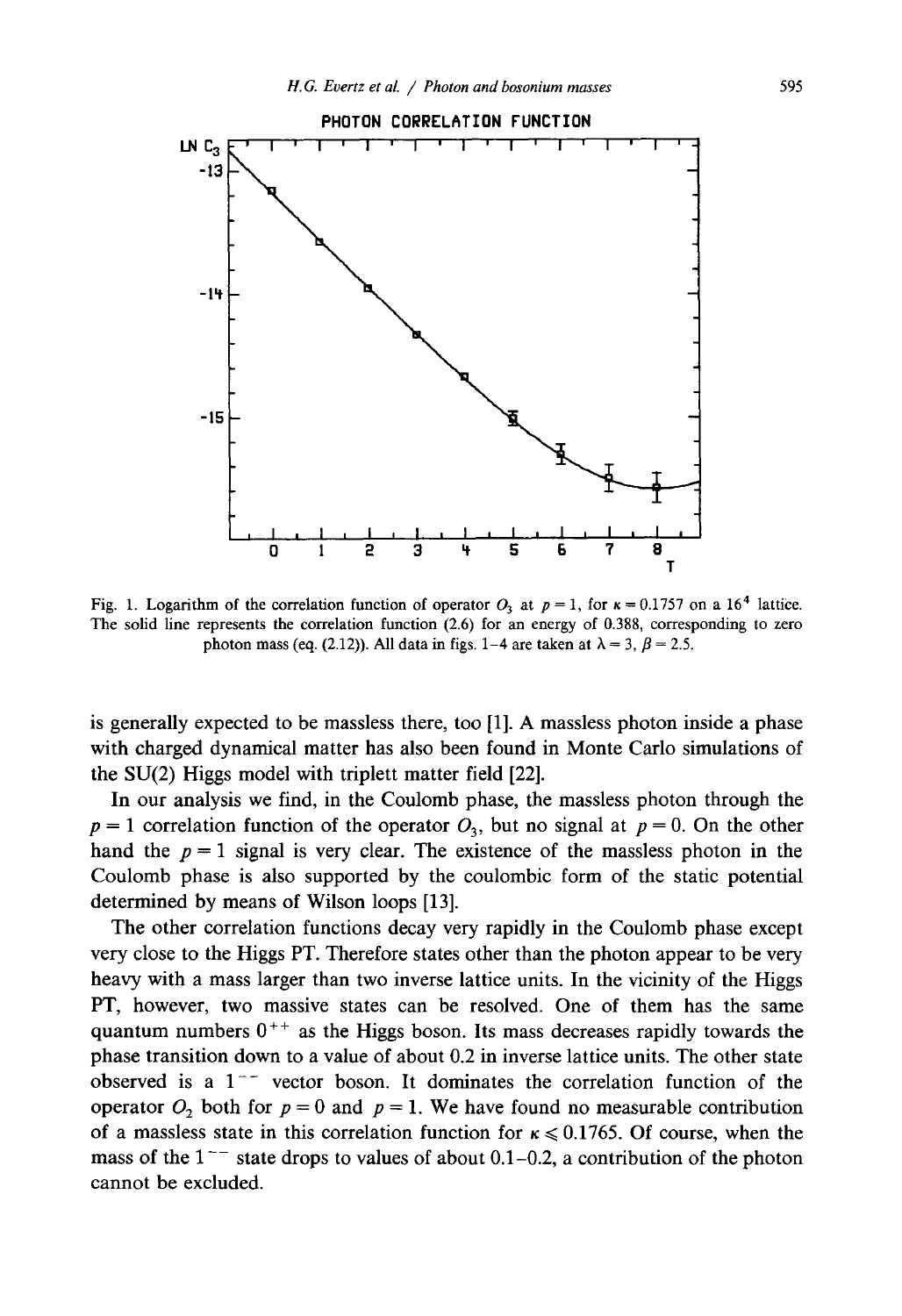Fig. 1. Logarithm of the correlation function of operator $O_3$ at $p = 1$, for $\kappa = 0.1757$ on a $16^4$ lattice. The solid line represents the correlation function (2.6) for an energy of 0.388, corresponding to zero photon mass (eq. (2.12)). All data in figs. 1–4 are taken at $\lambda = 3$, $\beta = 2.5$.

is generally expected to be massless there, too [1]. A massless photon inside a phase with charged dynamical matter has also been found in Monte Carlo simulations of the SU(2) Higgs model with triplett matter field [22].

In our analysis we find, in the Coulomb phase, the massless photon through the $p = 1$ correlation function of the operator $O_3$, but no signal at $p = 0$. On the other hand the $p = 1$ signal is very clear. The existence of the massless photon in the Coulomb phase is also supported by the coulombic form of the static potential determined by means of Wilson loops [13].

The other correlation functions decay very rapidly in the Coulomb phase except very close to the Higgs PT. Therefore states other than the photon appear to be very heavy with a mass larger than two inverse lattice units. In the vicinity of the Higgs PT, however, two massive states can be resolved. One of them has the same quantum numbers $0^{++}$ as the Higgs boson. Its mass decreases rapidly towards the phase transition down to a value of about 0.2 in inverse lattice units. The other state observed is a $1^{--}$ vector boson. It dominates the correlation function of the operator $O_2$ both for $p = 0$ and $p = 1$. We have found no measurable contribution of a massless state in this correlation function for $\kappa \leqslant 0.1765$. Of course, when the mass of the $1^{--}$ state drops to values of about 0.1–0.2, a contribution of the photon cannot be excluded.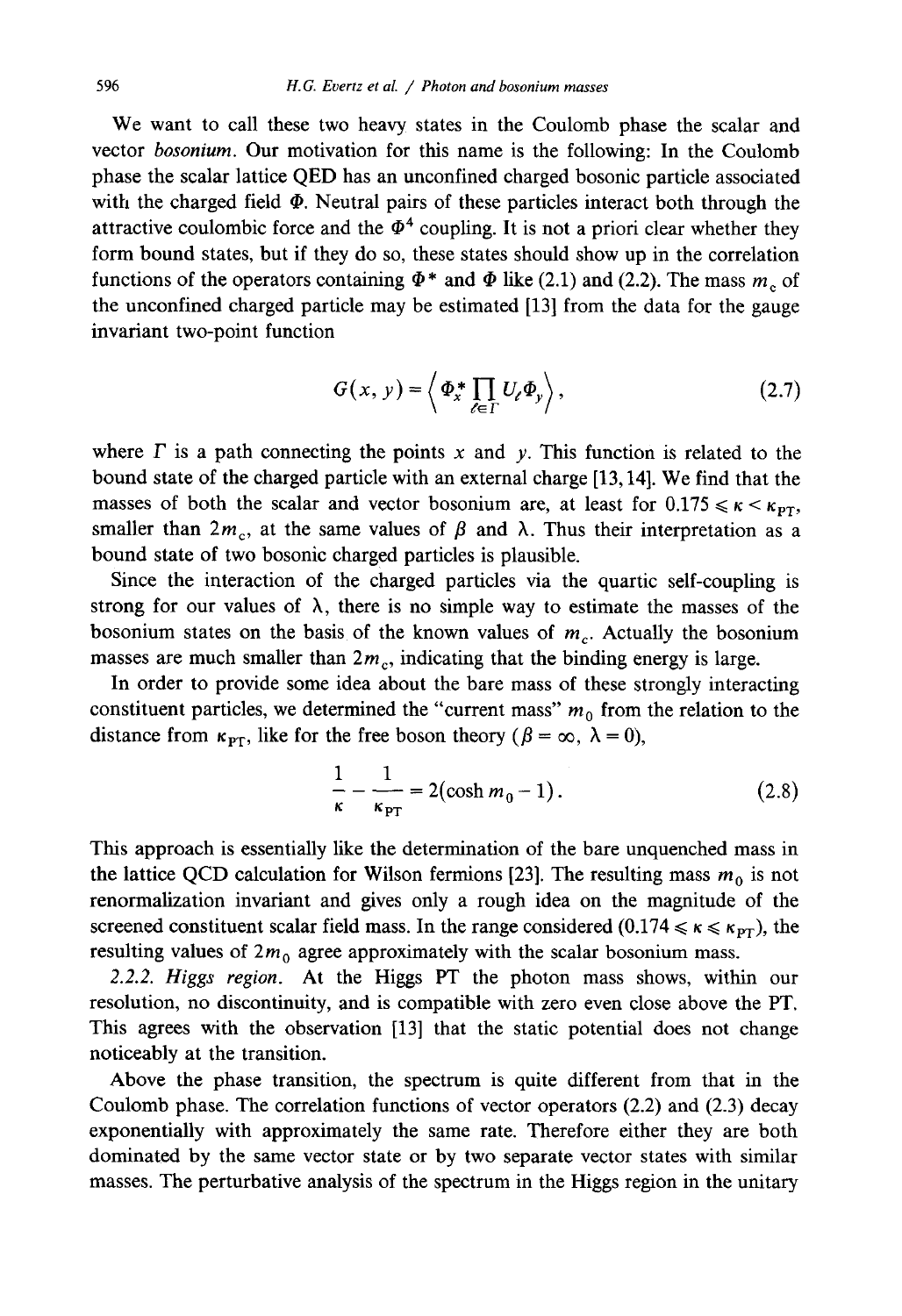We want to call these two heavy states in the Coulomb phase the scalar and vector *bosonium*. Our motivation for this name is the following: In the Coulomb phase the scalar lattice QED has an unconfined charged bosonic particle associated with the charged field $\Phi$. Neutral pairs of these particles interact both through the attractive coulombic force and the $\Phi^4$ coupling. It is not a priori clear whether they form bound states, but if they do so, these states should show up in the correlation functions of the operators containing $\Phi^*$ and $\Phi$ like (2.1) and (2.2). The mass $m_c$ of the unconfined charged particle may be estimated [13] from the data for the gauge invariant two-point function

$$G(x, y) = \left\langle \Phi_x^* \prod_{\ell \in \Gamma} U_\ell \Phi_y \right\rangle, \tag{2.7}$$

where $\Gamma$ is a path connecting the points $x$ and $y$. This function is related to the bound state of the charged particle with an external charge [13,14]. We find that the masses of both the scalar and vector bosonium are, at least for $0.175 \leqslant \kappa < \kappa_{PT}$, smaller than $2m_c$, at the same values of $\beta$ and $\lambda$. Thus their interpretation as a bound state of two bosonic charged particles is plausible.

Since the interaction of the charged particles via the quartic self-coupling is strong for our values of $\lambda$, there is no simple way to estimate the masses of the bosonium states on the basis of the known values of $m_c$. Actually the bosonium masses are much smaller than $2m_c$, indicating that the binding energy is large.

In order to provide some idea about the bare mass of these strongly interacting constituent particles, we determined the "current mass" $m_0$ from the relation to the distance from $\kappa_{PT}$, like for the free boson theory ($\beta = \infty$, $\lambda = 0$),

$$\frac{1}{\kappa} - \frac{1}{\kappa_{PT}} = 2(\cosh m_0 - 1). \tag{2.8}$$

This approach is essentially like the determination of the bare unquenched mass in the lattice QCD calculation for Wilson fermions [23]. The resulting mass $m_0$ is not renormalization invariant and gives only a rough idea on the magnitude of the screened constituent scalar field mass. In the range considered ($0.174 \leqslant \kappa \leqslant \kappa_{PT}$), the resulting values of $2m_0$ agree approximately with the scalar bosonium mass.

*2.2.2. Higgs region.* At the Higgs PT the photon mass shows, within our resolution, no discontinuity, and is compatible with zero even close above the PT. This agrees with the observation [13] that the static potential does not change noticeably at the transition.

Above the phase transition, the spectrum is quite different from that in the Coulomb phase. The correlation functions of vector operators (2.2) and (2.3) decay exponentially with approximately the same rate. Therefore either they are both dominated by the same vector state or by two separate vector states with similar masses. The perturbative analysis of the spectrum in the Higgs region in the unitary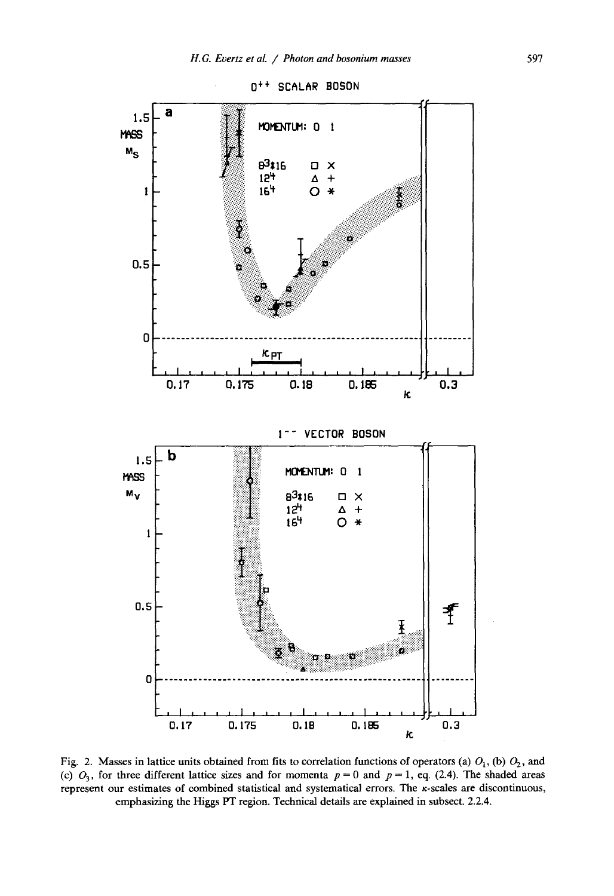Fig. 2. Masses in lattice units obtained from fits to correlation functions of operators (a) $O_1$, (b) $O_2$, and (c) $O_3$, for three different lattice sizes and for momenta $p = 0$ and $p = 1$, eq. (2.4). The shaded areas represent our estimates of combined statistical and systematical errors. The $\kappa$-scales are discontinuous, emphasizing the Higgs PT region. Technical details are explained in subsect. 2.2.4.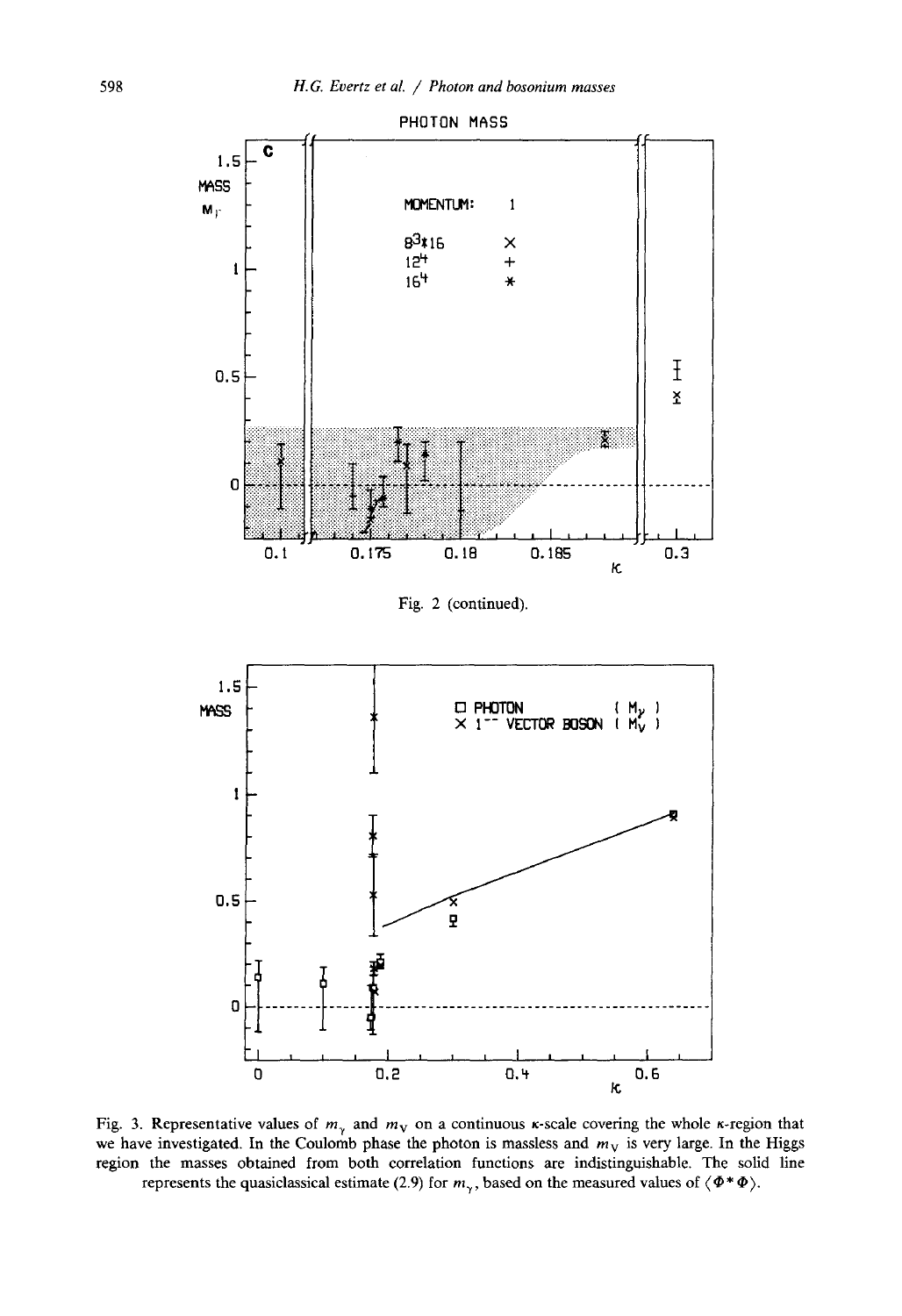Fig. 2 (continued).

Fig. 3. Representative values of $m_\gamma$ and $m_V$ on a continuous $\kappa$-scale covering the whole $\kappa$-region that we have investigated. In the Coulomb phase the photon is massless and $m_V$ is very large. In the Higgs region the masses obtained from both correlation functions are indistinguishable. The solid line represents the quasiclassical estimate (2.9) for $m_\gamma$, based on the measured values of $\langle \Phi^* \Phi \rangle$.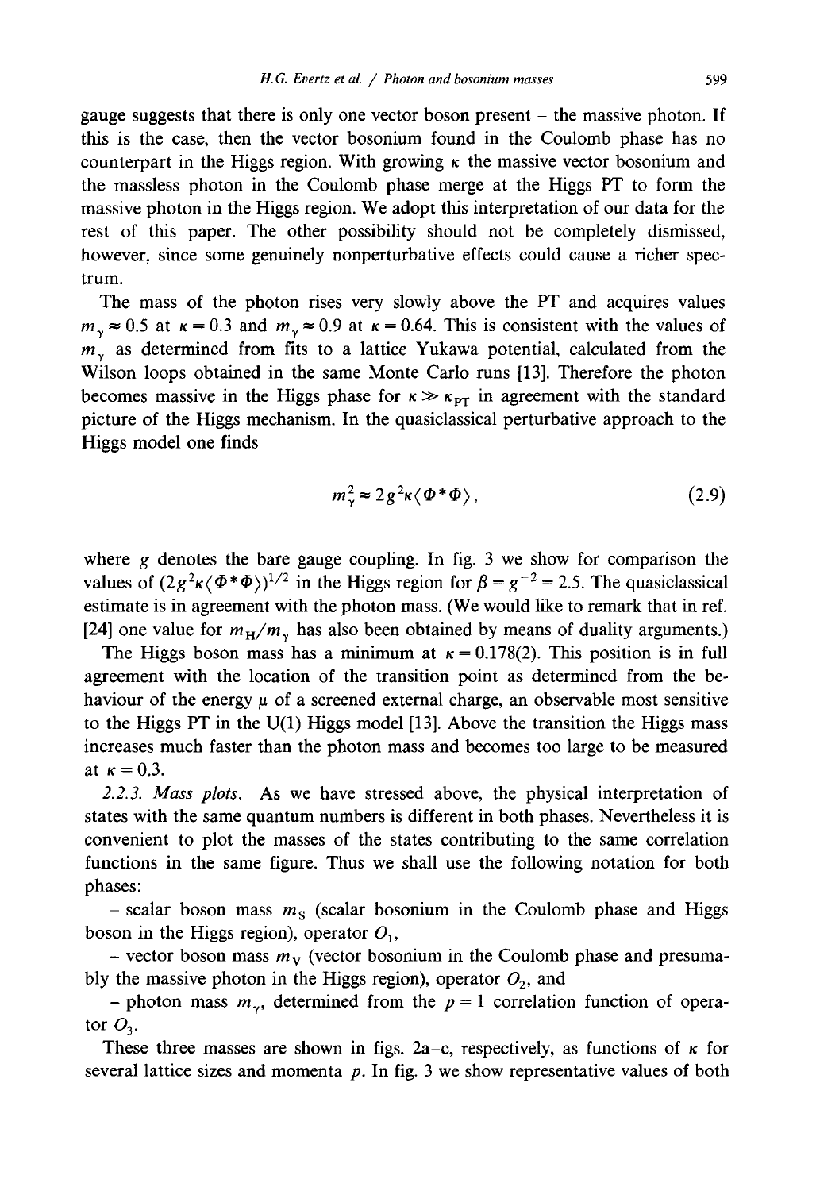gauge suggests that there is only one vector boson present – the massive photon. If this is the case, then the vector bosonium found in the Coulomb phase has no counterpart in the Higgs region. With growing $\kappa$ the massive vector bosonium and the massless photon in the Coulomb phase merge at the Higgs PT to form the massive photon in the Higgs region. We adopt this interpretation of our data for the rest of this paper. The other possibility should not be completely dismissed, however, since some genuinely nonperturbative effects could cause a richer spectrum.

The mass of the photon rises very slowly above the PT and acquires values $m_\gamma \approx 0.5$ at $\kappa = 0.3$ and $m_\gamma \approx 0.9$ at $\kappa = 0.64$. This is consistent with the values of $m_\gamma$ as determined from fits to a lattice Yukawa potential, calculated from the Wilson loops obtained in the same Monte Carlo runs [13]. Therefore the photon becomes massive in the Higgs phase for $\kappa \gg \kappa_{\mathrm{PT}}$ in agreement with the standard picture of the Higgs mechanism. In the quasiclassical perturbative approach to the Higgs model one finds

$$m_\gamma^2 \approx 2g^2\kappa\langle \Phi^* \Phi \rangle, \tag{2.9}$$

where $g$ denotes the bare gauge coupling. In fig. 3 we show for comparison the values of $(2g^2\kappa\langle \Phi^* \Phi \rangle)^{1/2}$ in the Higgs region for $\beta = g^{-2} = 2.5$. The quasiclassical estimate is in agreement with the photon mass. (We would like to remark that in ref. [24] one value for $m_{\mathrm{H}}/m_\gamma$ has also been obtained by means of duality arguments.)

The Higgs boson mass has a minimum at $\kappa = 0.178(2)$. This position is in full agreement with the location of the transition point as determined from the behaviour of the energy $\mu$ of a screened external charge, an observable most sensitive to the Higgs PT in the U(1) Higgs model [13]. Above the transition the Higgs mass increases much faster than the photon mass and becomes too large to be measured at $\kappa = 0.3$.

*2.2.3. Mass plots.* As we have stressed above, the physical interpretation of states with the same quantum numbers is different in both phases. Nevertheless it is convenient to plot the masses of the states contributing to the same correlation functions in the same figure. Thus we shall use the following notation for both phases:

– scalar boson mass $m_{\mathrm{S}}$ (scalar bosonium in the Coulomb phase and Higgs boson in the Higgs region), operator $O_1$,

– vector boson mass $m_{\mathrm{V}}$ (vector bosonium in the Coulomb phase and presumably the massive photon in the Higgs region), operator $O_2$, and

– photon mass $m_\gamma$, determined from the $p = 1$ correlation function of operator $O_3$.

These three masses are shown in figs. 2a–c, respectively, as functions of $\kappa$ for several lattice sizes and momenta $p$. In fig. 3 we show representative values of both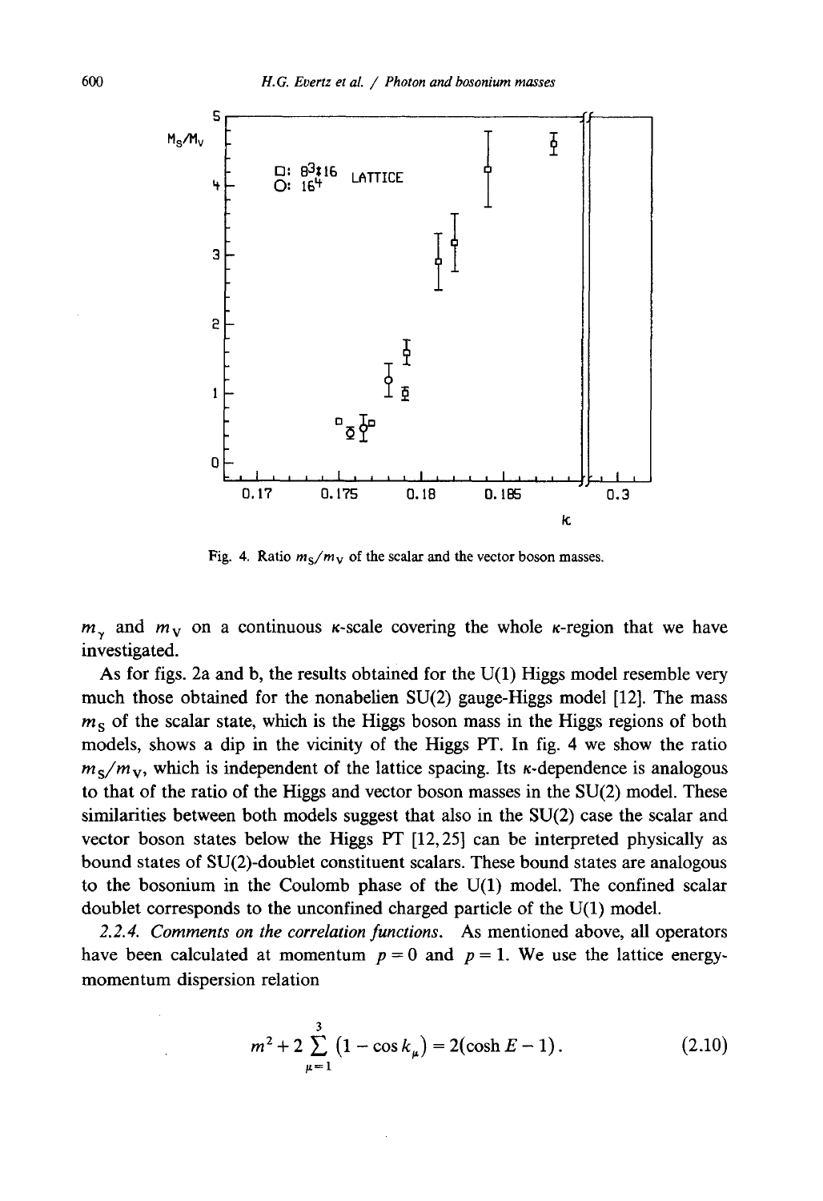Fig. 4. Ratio $m_S/m_V$ of the scalar and the vector boson masses.

$m_\gamma$ and $m_V$ on a continuous $\kappa$-scale covering the whole $\kappa$-region that we have investigated.

As for figs. 2a and b, the results obtained for the U(1) Higgs model resemble very much those obtained for the nonabelien SU(2) gauge-Higgs model [12]. The mass $m_S$ of the scalar state, which is the Higgs boson mass in the Higgs regions of both models, shows a dip in the vicinity of the Higgs PT. In fig. 4 we show the ratio $m_S/m_V$, which is independent of the lattice spacing. Its $\kappa$-dependence is analogous to that of the ratio of the Higgs and vector boson masses in the SU(2) model. These similarities between both models suggest that also in the SU(2) case the scalar and vector boson states below the Higgs PT [12,25] can be interpreted physically as bound states of SU(2)-doublet constituent scalars. These bound states are analogous to the bosonium in the Coulomb phase of the U(1) model. The confined scalar doublet corresponds to the unconfined charged particle of the U(1) model.

*2.2.4. Comments on the correlation functions.* As mentioned above, all operators have been calculated at momentum $p = 0$ and $p = 1$. We use the lattice energy-momentum dispersion relation

$$m^2 + 2\sum_{\mu=1}^{3}(1 - \cos k_\mu) = 2(\cosh E - 1). \tag{2.10}$$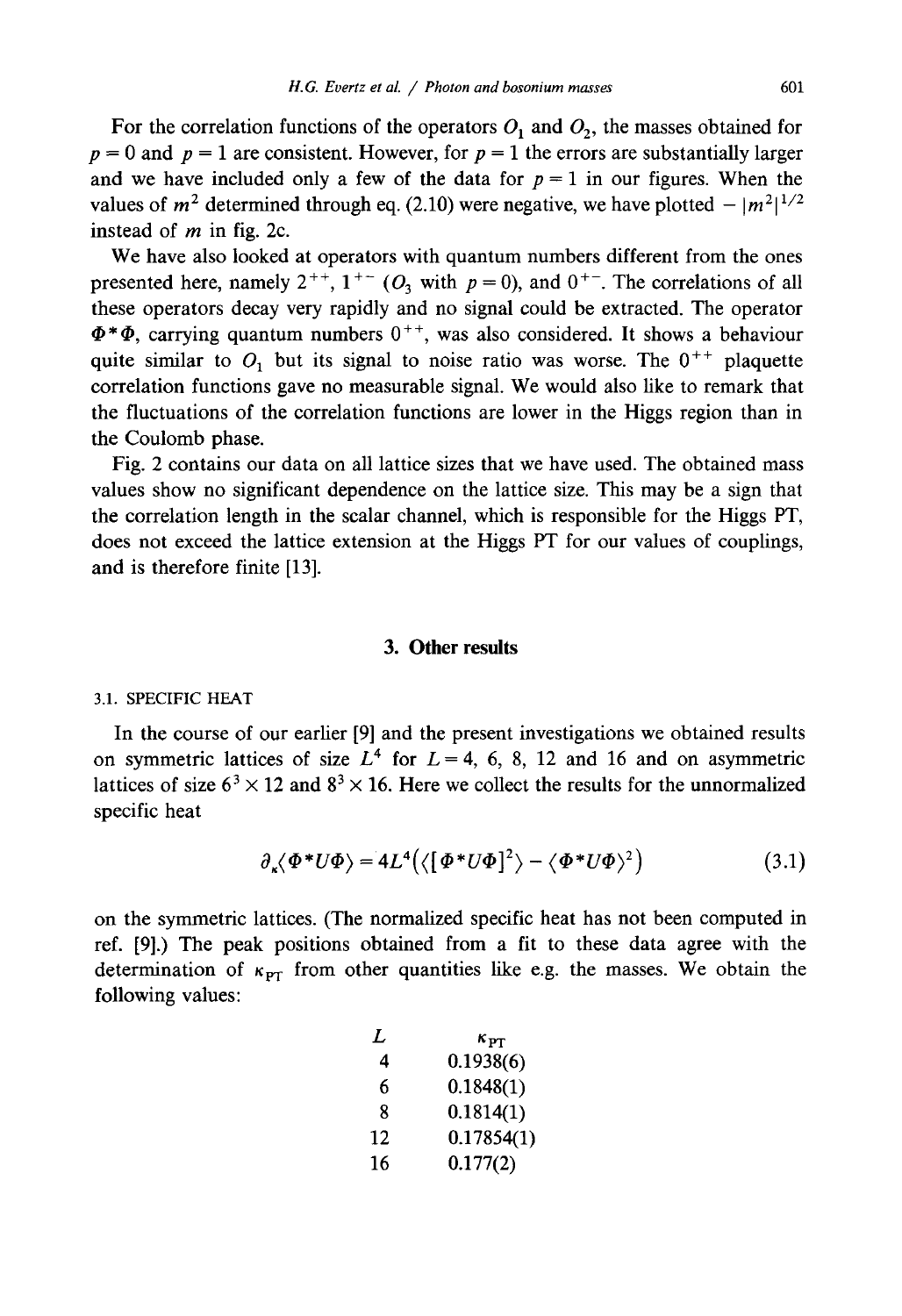For the correlation functions of the operators $O_1$ and $O_2$, the masses obtained for $p=0$ and $p=1$ are consistent. However, for $p=1$ the errors are substantially larger and we have included only a few of the data for $p=1$ in our figures. When the values of $m^2$ determined through eq. (2.10) were negative, we have plotted $-|m^2|^{1/2}$ instead of $m$ in fig. 2c.

We have also looked at operators with quantum numbers different from the ones presented here, namely $2^{++}$, $1^{+-}$ ($O_3$ with $p=0$), and $0^{+-}$. The correlations of all these operators decay very rapidly and no signal could be extracted. The operator $\Phi^*\Phi$, carrying quantum numbers $0^{++}$, was also considered. It shows a behaviour quite similar to $O_1$ but its signal to noise ratio was worse. The $0^{++}$ plaquette correlation functions gave no measurable signal. We would also like to remark that the fluctuations of the correlation functions are lower in the Higgs region than in the Coulomb phase.

Fig. 2 contains our data on all lattice sizes that we have used. The obtained mass values show no significant dependence on the lattice size. This may be a sign that the correlation length in the scalar channel, which is responsible for the Higgs PT, does not exceed the lattice extension at the Higgs PT for our values of couplings, and is therefore finite [13].

## 3. Other results

### 3.1. SPECIFIC HEAT

In the course of our earlier [9] and the present investigations we obtained results on symmetric lattices of size $L^4$ for $L=4$, 6, 8, 12 and 16 and on asymmetric lattices of size $6^3\times 12$ and $8^3\times 16$. Here we collect the results for the unnormalized specific heat

$$\partial_\kappa\langle\Phi^*U\Phi\rangle = 4L^4\left(\langle[\Phi^*U\Phi]^2\rangle - \langle\Phi^*U\Phi\rangle^2\right) \tag{3.1}$$

on the symmetric lattices. (The normalized specific heat has not been computed in ref. [9].) The peak positions obtained from a fit to these data agree with the determination of $\kappa_{PT}$ from other quantities like e.g. the masses. We obtain the following values:

| $L$ | $\kappa_{PT}$ |
|---|---|
| 4 | 0.1938(6) |
| 6 | 0.1848(1) |
| 8 | 0.1814(1) |
| 12 | 0.17854(1) |
| 16 | 0.177(2) |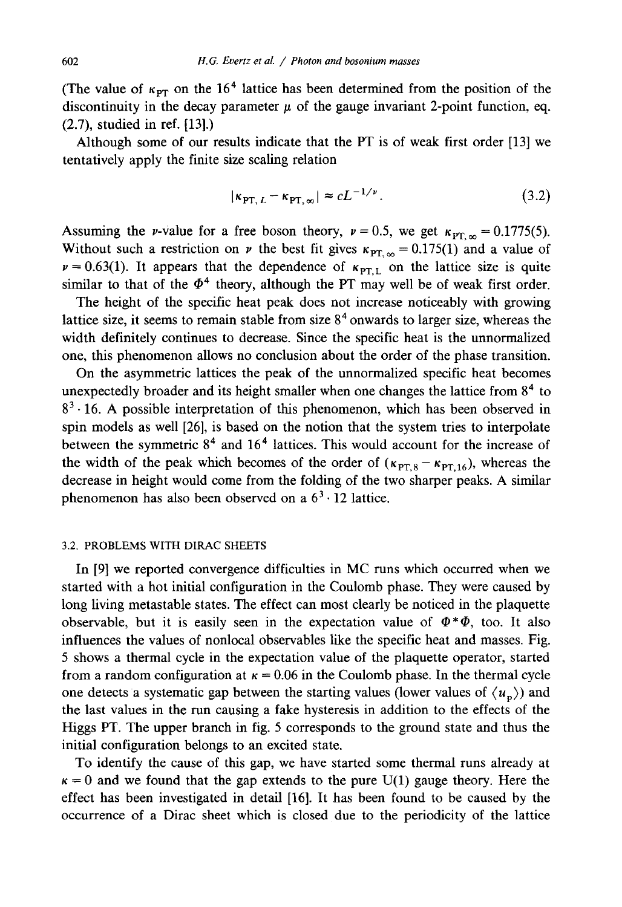(The value of $\kappa_{PT}$ on the $16^4$ lattice has been determined from the position of the discontinuity in the decay parameter $\mu$ of the gauge invariant 2-point function, eq. (2.7), studied in ref. [13].)

Although some of our results indicate that the PT is of weak first order [13] we tentatively apply the finite size scaling relation

$$|\kappa_{PT,L} - \kappa_{PT,\infty}| \approx cL^{-1/\nu}. \tag{3.2}$$

Assuming the $\nu$-value for a free boson theory, $\nu = 0.5$, we get $\kappa_{PT,\infty} = 0.1775(5)$. Without such a restriction on $\nu$ the best fit gives $\kappa_{PT,\infty} = 0.175(1)$ and a value of $\nu = 0.63(1)$. It appears that the dependence of $\kappa_{PT,L}$ on the lattice size is quite similar to that of the $\Phi^4$ theory, although the PT may well be of weak first order.

The height of the specific heat peak does not increase noticeably with growing lattice size, it seems to remain stable from size $8^4$ onwards to larger size, whereas the width definitely continues to decrease. Since the specific heat is the unnormalized one, this phenomenon allows no conclusion about the order of the phase transition.

On the asymmetric lattices the peak of the unnormalized specific heat becomes unexpectedly broader and its height smaller when one changes the lattice from $8^4$ to $8^3 \cdot 16$. A possible interpretation of this phenomenon, which has been observed in spin models as well [26], is based on the notion that the system tries to interpolate between the symmetric $8^4$ and $16^4$ lattices. This would account for the increase of the width of the peak which becomes of the order of $(\kappa_{PT,8} - \kappa_{PT,16})$, whereas the decrease in height would come from the folding of the two sharper peaks. A similar phenomenon has also been observed on a $6^3 \cdot 12$ lattice.

### 3.2. PROBLEMS WITH DIRAC SHEETS

In [9] we reported convergence difficulties in MC runs which occurred when we started with a hot initial configuration in the Coulomb phase. They were caused by long living metastable states. The effect can most clearly be noticed in the plaquette observable, but it is easily seen in the expectation value of $\Phi^*\Phi$, too. It also influences the values of nonlocal observables like the specific heat and masses. Fig. 5 shows a thermal cycle in the expectation value of the plaquette operator, started from a random configuration at $\kappa = 0.06$ in the Coulomb phase. In the thermal cycle one detects a systematic gap between the starting values (lower values of $\langle u_p \rangle$) and the last values in the run causing a fake hysteresis in addition to the effects of the Higgs PT. The upper branch in fig. 5 corresponds to the ground state and thus the initial configuration belongs to an excited state.

To identify the cause of this gap, we have started some thermal runs already at $\kappa = 0$ and we found that the gap extends to the pure U(1) gauge theory. Here the effect has been investigated in detail [16]. It has been found to be caused by the occurrence of a Dirac sheet which is closed due to the periodicity of the lattice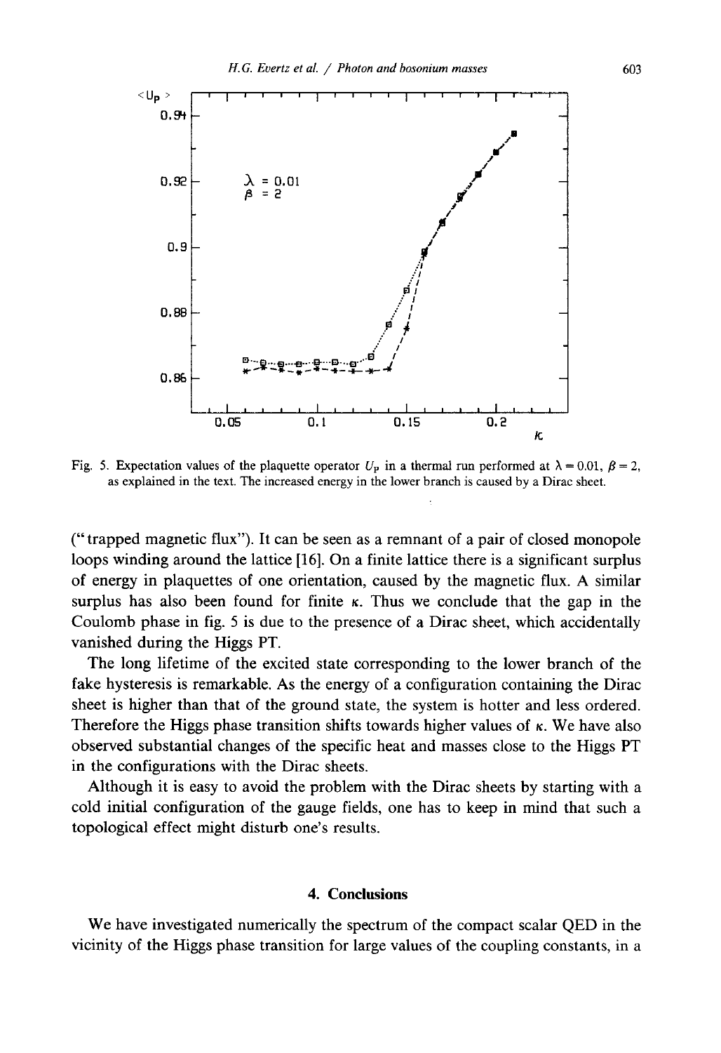Fig. 5. Expectation values of the plaquette operator $U_P$ in a thermal run performed at $\lambda = 0.01$, $\beta = 2$, as explained in the text. The increased energy in the lower branch is caused by a Dirac sheet.

("trapped magnetic flux"). It can be seen as a remnant of a pair of closed monopole loops winding around the lattice [16]. On a finite lattice there is a significant surplus of energy in plaquettes of one orientation, caused by the magnetic flux. A similar surplus has also been found for finite $\kappa$. Thus we conclude that the gap in the Coulomb phase in fig. 5 is due to the presence of a Dirac sheet, which accidentally vanished during the Higgs PT.

The long lifetime of the excited state corresponding to the lower branch of the fake hysteresis is remarkable. As the energy of a configuration containing the Dirac sheet is higher than that of the ground state, the system is hotter and less ordered. Therefore the Higgs phase transition shifts towards higher values of $\kappa$. We have also observed substantial changes of the specific heat and masses close to the Higgs PT in the configurations with the Dirac sheets.

Although it is easy to avoid the problem with the Dirac sheets by starting with a cold initial configuration of the gauge fields, one has to keep in mind that such a topological effect might disturb one's results.

## 4. Conclusions

We have investigated numerically the spectrum of the compact scalar QED in the vicinity of the Higgs phase transition for large values of the coupling constants, in a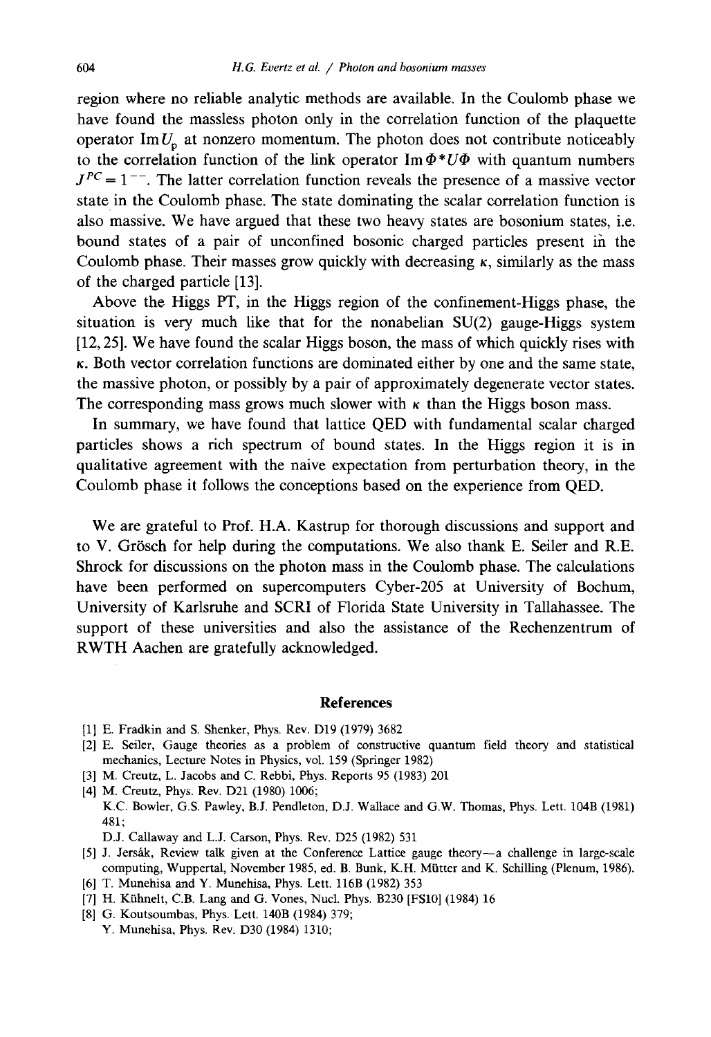region where no reliable analytic methods are available. In the Coulomb phase we have found the massless photon only in the correlation function of the plaquette operator $\mathrm{Im}\, U_{\mathrm{p}}$ at nonzero momentum. The photon does not contribute noticeably to the correlation function of the link operator $\mathrm{Im}\, \Phi^* U \Phi$ with quantum numbers $J^{PC} = 1^{--}$. The latter correlation function reveals the presence of a massive vector state in the Coulomb phase. The state dominating the scalar correlation function is also massive. We have argued that these two heavy states are bosonium states, i.e. bound states of a pair of unconfined bosonic charged particles present in the Coulomb phase. Their masses grow quickly with decreasing $\kappa$, similarly as the mass of the charged particle [13].

Above the Higgs PT, in the Higgs region of the confinement-Higgs phase, the situation is very much like that for the nonabelian SU(2) gauge-Higgs system [12, 25]. We have found the scalar Higgs boson, the mass of which quickly rises with $\kappa$. Both vector correlation functions are dominated either by one and the same state, the massive photon, or possibly by a pair of approximately degenerate vector states. The corresponding mass grows much slower with $\kappa$ than the Higgs boson mass.

In summary, we have found that lattice QED with fundamental scalar charged particles shows a rich spectrum of bound states. In the Higgs region it is in qualitative agreement with the naive expectation from perturbation theory, in the Coulomb phase it follows the conceptions based on the experience from QED.

We are grateful to Prof. H.A. Kastrup for thorough discussions and support and to V. Grösch for help during the computations. We also thank E. Seiler and R.E. Shrock for discussions on the photon mass in the Coulomb phase. The calculations have been performed on supercomputers Cyber-205 at University of Bochum, University of Karlsruhe and SCRI of Florida State University in Tallahassee. The support of these universities and also the assistance of the Rechenzentrum of RWTH Aachen are gratefully acknowledged.

## References

[1] E. Fradkin and S. Shenker, Phys. Rev. D19 (1979) 3682

[2] E. Seiler, Gauge theories as a problem of constructive quantum field theory and statistical mechanics, Lecture Notes in Physics, vol. 159 (Springer 1982)

[3] M. Creutz, L. Jacobs and C. Rebbi, Phys. Reports 95 (1983) 201

[4] M. Creutz, Phys. Rev. D21 (1980) 1006;
K.C. Bowler, G.S. Pawley, B.J. Pendleton, D.J. Wallace and G.W. Thomas, Phys. Lett. 104B (1981) 481;
D.J. Callaway and L.J. Carson, Phys. Rev. D25 (1982) 531

[5] J. Jersák, Review talk given at the Conference Lattice gauge theory—a challenge in large-scale computing, Wuppertal, November 1985, ed. B. Bunk, K.H. Mütter and K. Schilling (Plenum, 1986).

[6] T. Munehisa and Y. Munehisa, Phys. Lett. 116B (1982) 353

[7] H. Kühnelt, C.B. Lang and G. Vones, Nucl. Phys. B230 [FS10] (1984) 16

[8] G. Koutsoumbas, Phys. Lett. 140B (1984) 379;
Y. Munehisa, Phys. Rev. D30 (1984) 1310;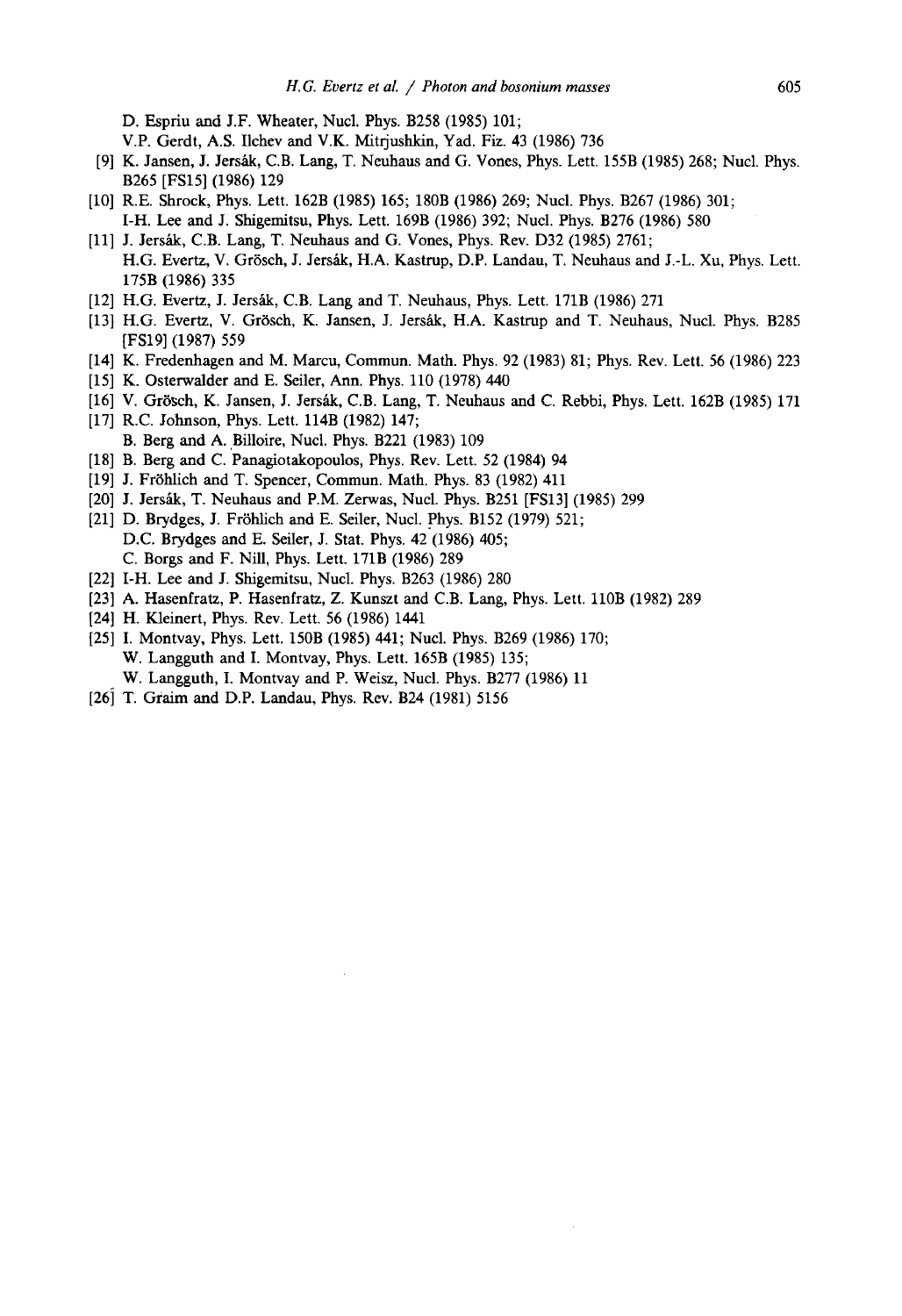D. Espriu and J.F. Wheater, Nucl. Phys. B258 (1985) 101;
V.P. Gerdt, A.S. Ilchev and V.K. Mitrjushkin, Yad. Fiz. 43 (1986) 736

[9] K. Jansen, J. Jersák, C.B. Lang, T. Neuhaus and G. Vones, Phys. Lett. 155B (1985) 268; Nucl. Phys. B265 [FS15] (1986) 129

[10] R.E. Shrock, Phys. Lett. 162B (1985) 165; 180B (1986) 269; Nucl. Phys. B267 (1986) 301;
I-H. Lee and J. Shigemitsu, Phys. Lett. 169B (1986) 392; Nucl. Phys. B276 (1986) 580

[11] J. Jersák, C.B. Lang, T. Neuhaus and G. Vones, Phys. Rev. D32 (1985) 2761;
H.G. Evertz, V. Grösch, J. Jersák, H.A. Kastrup, D.P. Landau, T. Neuhaus and J.-L. Xu, Phys. Lett. 175B (1986) 335

[12] H.G. Evertz, J. Jersák, C.B. Lang and T. Neuhaus, Phys. Lett. 171B (1986) 271

[13] H.G. Evertz, V. Grösch, K. Jansen, J. Jersák, H.A. Kastrup and T. Neuhaus, Nucl. Phys. B285 [FS19] (1987) 559

[14] K. Fredenhagen and M. Marcu, Commun. Math. Phys. 92 (1983) 81; Phys. Rev. Lett. 56 (1986) 223

[15] K. Osterwalder and E. Seiler, Ann. Phys. 110 (1978) 440

[16] V. Grösch, K. Jansen, J. Jersák, C.B. Lang, T. Neuhaus and C. Rebbi, Phys. Lett. 162B (1985) 171

[17] R.C. Johnson, Phys. Lett. 114B (1982) 147;
B. Berg and A. Billoire, Nucl. Phys. B221 (1983) 109

[18] B. Berg and C. Panagiotakopoulos, Phys. Rev. Lett. 52 (1984) 94

[19] J. Fröhlich and T. Spencer, Commun. Math. Phys. 83 (1982) 411

[20] J. Jersák, T. Neuhaus and P.M. Zerwas, Nucl. Phys. B251 [FS13] (1985) 299

[21] D. Brydges, J. Fröhlich and E. Seiler, Nucl. Phys. B152 (1979) 521;
D.C. Brydges and E. Seiler, J. Stat. Phys. 42 (1986) 405;
C. Borgs and F. Nill, Phys. Lett. 171B (1986) 289

[22] I-H. Lee and J. Shigemitsu, Nucl. Phys. B263 (1986) 280

[23] A. Hasenfratz, P. Hasenfratz, Z. Kunszt and C.B. Lang, Phys. Lett. 110B (1982) 289

[24] H. Kleinert, Phys. Rev. Lett. 56 (1986) 1441

[25] I. Montvay, Phys. Lett. 150B (1985) 441; Nucl. Phys. B269 (1986) 170;
W. Langguth and I. Montvay, Phys. Lett. 165B (1985) 135;
W. Langguth, I. Montvay and P. Weisz, Nucl. Phys. B277 (1986) 11

[26] T. Graim and D.P. Landau, Phys. Rev. B24 (1981) 5156